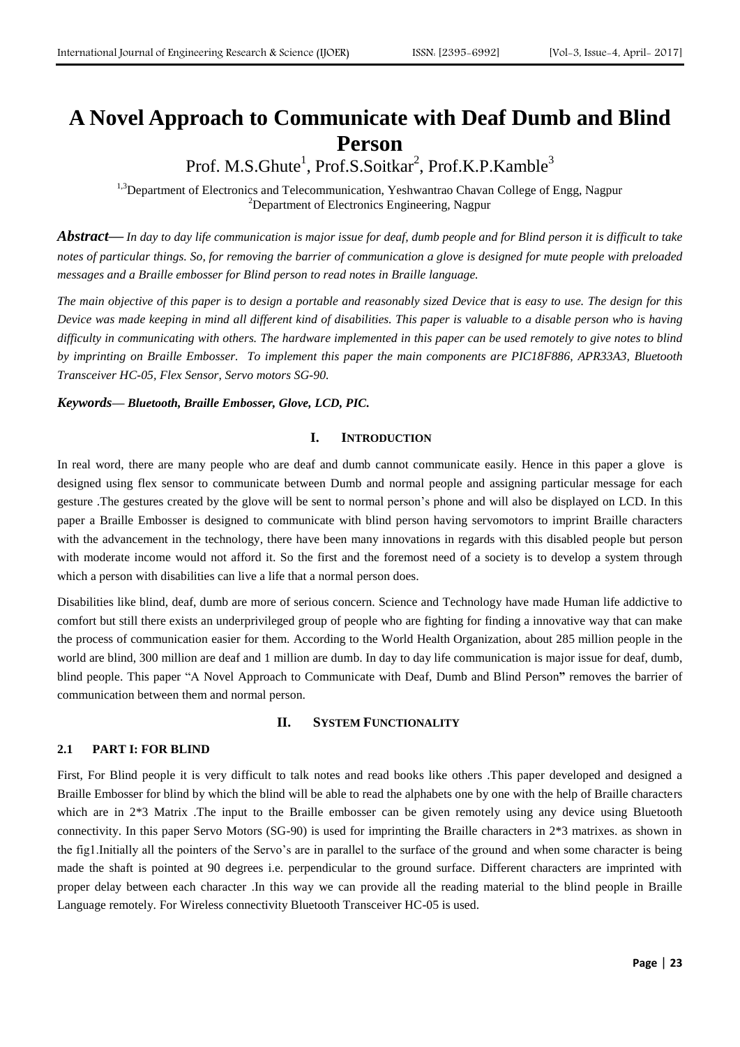# A Novel Approach to Communicate with Deaf Dumb and Blind Person

Prof. M.S.Ghute[1], Prof.S.Soitkar[2], Prof.K.P.Kamble[3]

[1,3]Department of Electronics and Telecommunication, Yeshwantrao Chavan College of Engg, Nagpur
[2]Department of Electronics Engineering, Nagpur

***Abstract*—** *In day to day life communication is major issue for deaf, dumb people and for Blind person it is difficult to take notes of particular things. So, for removing the barrier of communication a glove is designed for mute people with preloaded messages and a Braille embosser for Blind person to read notes in Braille language.*

*The main objective of this paper is to design a portable and reasonably sized Device that is easy to use. The design for this Device was made keeping in mind all different kind of disabilities. This paper is valuable to a disable person who is having difficulty in communicating with others. The hardware implemented in this paper can be used remotely to give notes to blind by imprinting on Braille Embosser. To implement this paper the main components are PIC18F886, APR33A3, Bluetooth Transceiver HC-05, Flex Sensor, Servo motors SG-90.*

***Keywords*— *Bluetooth, Braille Embosser, Glove, LCD, PIC.***

## I. INTRODUCTION

In real word, there are many people who are deaf and dumb cannot communicate easily. Hence in this paper a glove is designed using flex sensor to communicate between Dumb and normal people and assigning particular message for each gesture .The gestures created by the glove will be sent to normal person's phone and will also be displayed on LCD. In this paper a Braille Embosser is designed to communicate with blind person having servomotors to imprint Braille characters with the advancement in the technology, there have been many innovations in regards with this disabled people but person with moderate income would not afford it. So the first and the foremost need of a society is to develop a system through which a person with disabilities can live a life that a normal person does.

Disabilities like blind, deaf, dumb are more of serious concern. Science and Technology have made Human life addictive to comfort but still there exists an underprivileged group of people who are fighting for finding a innovative way that can make the process of communication easier for them. According to the World Health Organization, about 285 million people in the world are blind, 300 million are deaf and 1 million are dumb. In day to day life communication is major issue for deaf, dumb, blind people. This paper "A Novel Approach to Communicate with Deaf, Dumb and Blind Person**"** removes the barrier of communication between them and normal person.

## II. SYSTEM FUNCTIONALITY

### 2.1 PART I: FOR BLIND

First, For Blind people it is very difficult to talk notes and read books like others .This paper developed and designed a Braille Embosser for blind by which the blind will be able to read the alphabets one by one with the help of Braille characters which are in 2*3 Matrix .The input to the Braille embosser can be given remotely using any device using Bluetooth connectivity. In this paper Servo Motors (SG-90) is used for imprinting the Braille characters in 2*3 matrixes. as shown in the fig1.Initially all the pointers of the Servo's are in parallel to the surface of the ground and when some character is being made the shaft is pointed at 90 degrees i.e. perpendicular to the ground surface. Different characters are imprinted with proper delay between each character .In this way we can provide all the reading material to the blind people in Braille Language remotely. For Wireless connectivity Bluetooth Transceiver HC-05 is used.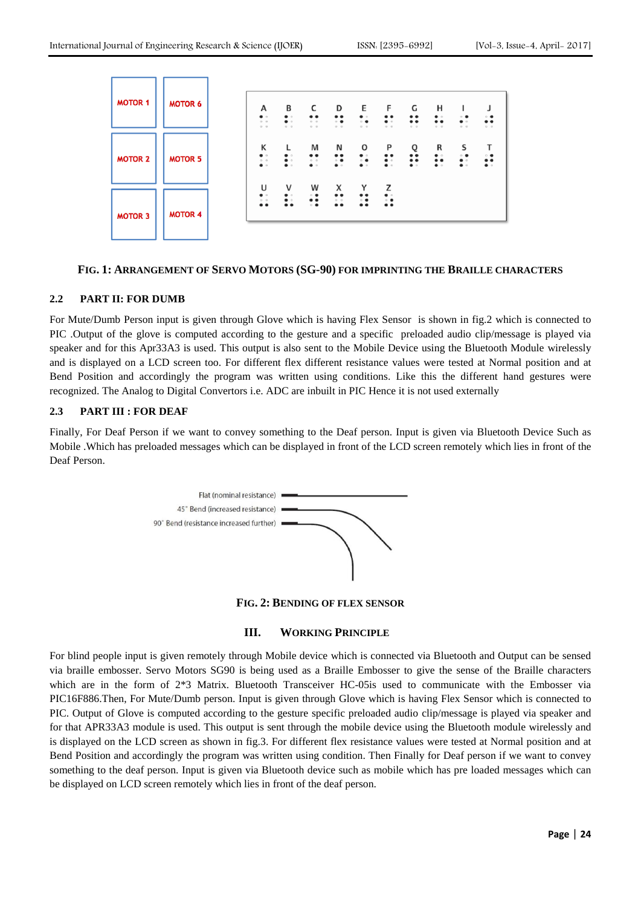**FIG. 1: ARRANGEMENT OF SERVO MOTORS (SG-90) FOR IMPRINTING THE BRAILLE CHARACTERS**

### 2.2 PART II: FOR DUMB

For Mute/Dumb Person input is given through Glove which is having Flex Sensor is shown in fig.2 which is connected to PIC .Output of the glove is computed according to the gesture and a specific preloaded audio clip/message is played via speaker and for this Apr33A3 is used. This output is also sent to the Mobile Device using the Bluetooth Module wirelessly and is displayed on a LCD screen too. For different flex different resistance values were tested at Normal position and at Bend Position and accordingly the program was written using conditions. Like this the different hand gestures were recognized. The Analog to Digital Convertors i.e. ADC are inbuilt in PIC Hence it is not used externally

### 2.3 PART III : FOR DEAF

Finally, For Deaf Person if we want to convey something to the Deaf person. Input is given via Bluetooth Device Such as Mobile .Which has preloaded messages which can be displayed in front of the LCD screen remotely which lies in front of the Deaf Person.

**FIG. 2: BENDING OF FLEX SENSOR**

## III. WORKING PRINCIPLE

For blind people input is given remotely through Mobile device which is connected via Bluetooth and Output can be sensed via braille embosser. Servo Motors SG90 is being used as a Braille Embosser to give the sense of the Braille characters which are in the form of 2*3 Matrix. Bluetooth Transceiver HC-05is used to communicate with the Embosser via PIC16F886.Then, For Mute/Dumb person. Input is given through Glove which is having Flex Sensor which is connected to PIC. Output of Glove is computed according to the gesture specific preloaded audio clip/message is played via speaker and for that APR33A3 module is used. This output is sent through the mobile device using the Bluetooth module wirelessly and is displayed on the LCD screen as shown in fig.3. For different flex resistance values were tested at Normal position and at Bend Position and accordingly the program was written using condition. Then Finally for Deaf person if we want to convey something to the deaf person. Input is given via Bluetooth device such as mobile which has pre loaded messages which can be displayed on LCD screen remotely which lies in front of the deaf person.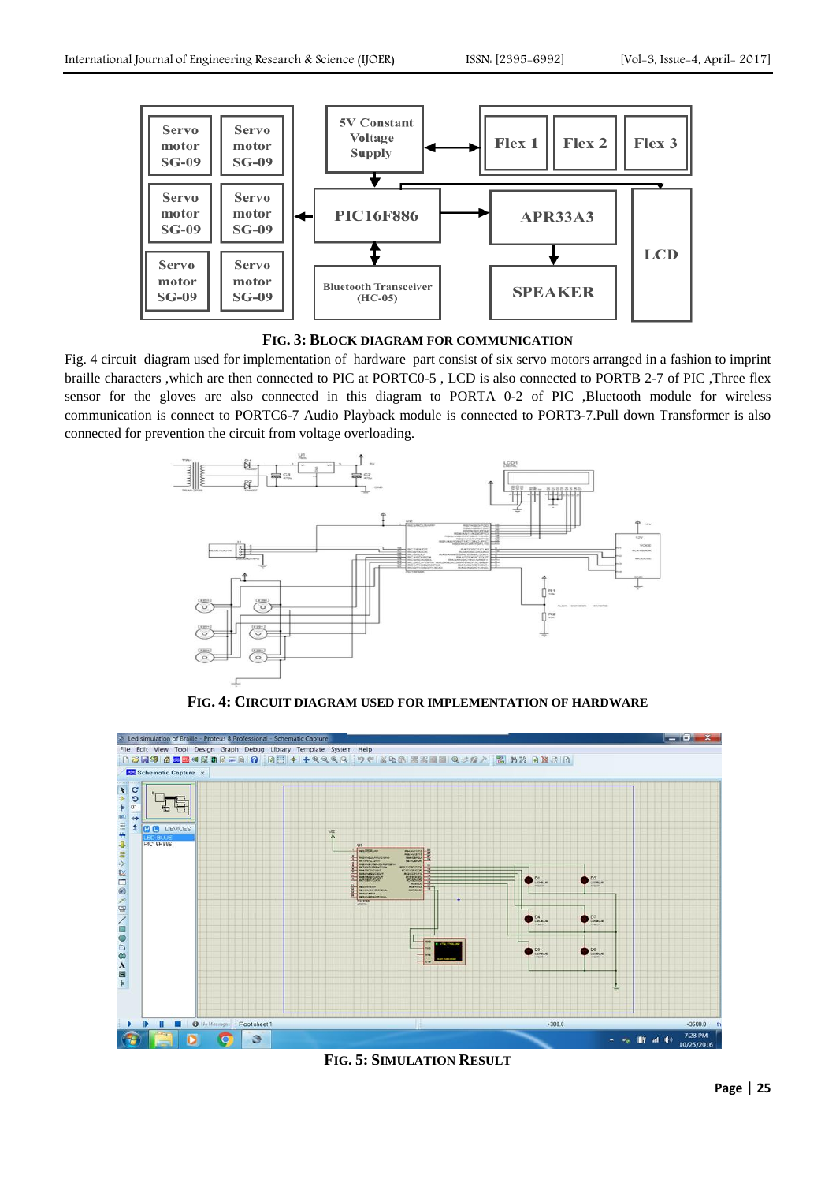**FIG. 3: BLOCK DIAGRAM FOR COMMUNICATION**

Fig. 4 circuit diagram used for implementation of hardware part consist of six servo motors arranged in a fashion to imprint braille characters ,which are then connected to PIC at PORTC0-5 , LCD is also connected to PORTB 2-7 of PIC ,Three flex sensor for the gloves are also connected in this diagram to PORTA 0-2 of PIC ,Bluetooth module for wireless communication is connect to PORTC6-7 Audio Playback module is connected to PORT3-7.Pull down Transformer is also connected for prevention the circuit from voltage overloading.

**FIG. 4: CIRCUIT DIAGRAM USED FOR IMPLEMENTATION OF HARDWARE**

**FIG. 5: SIMULATION RESULT**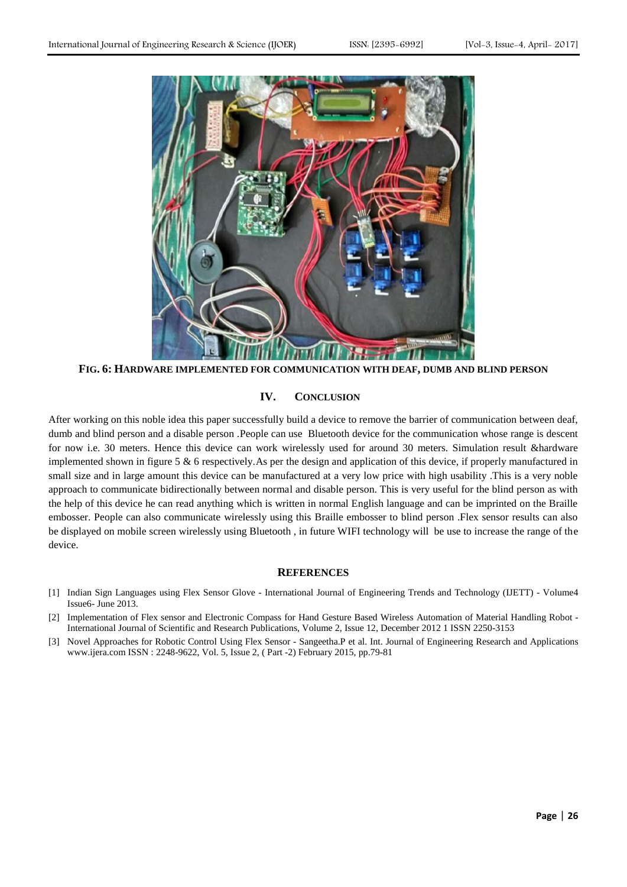**FIG. 6: HARDWARE IMPLEMENTED FOR COMMUNICATION WITH DEAF, DUMB AND BLIND PERSON**

## IV. CONCLUSION

After working on this noble idea this paper successfully build a device to remove the barrier of communication between deaf, dumb and blind person and a disable person .People can use Bluetooth device for the communication whose range is descent for now i.e. 30 meters. Hence this device can work wirelessly used for around 30 meters. Simulation result &hardware implemented shown in figure 5 & 6 respectively.As per the design and application of this device, if properly manufactured in small size and in large amount this device can be manufactured at a very low price with high usability .This is a very noble approach to communicate bidirectionally between normal and disable person. This is very useful for the blind person as with the help of this device he can read anything which is written in normal English language and can be imprinted on the Braille embosser. People can also communicate wirelessly using this Braille embosser to blind person .Flex sensor results can also be displayed on mobile screen wirelessly using Bluetooth , in future WIFI technology will be use to increase the range of the device.

## REFERENCES

[1] Indian Sign Languages using Flex Sensor Glove - International Journal of Engineering Trends and Technology (IJETT) - Volume4 Issue6- June 2013.

[2] Implementation of Flex sensor and Electronic Compass for Hand Gesture Based Wireless Automation of Material Handling Robot - International Journal of Scientific and Research Publications, Volume 2, Issue 12, December 2012 1 ISSN 2250-3153

[3] Novel Approaches for Robotic Control Using Flex Sensor - Sangeetha.P et al. Int. Journal of Engineering Research and Applications www.ijera.com ISSN : 2248-9622, Vol. 5, Issue 2, ( Part -2) February 2015, pp.79-81